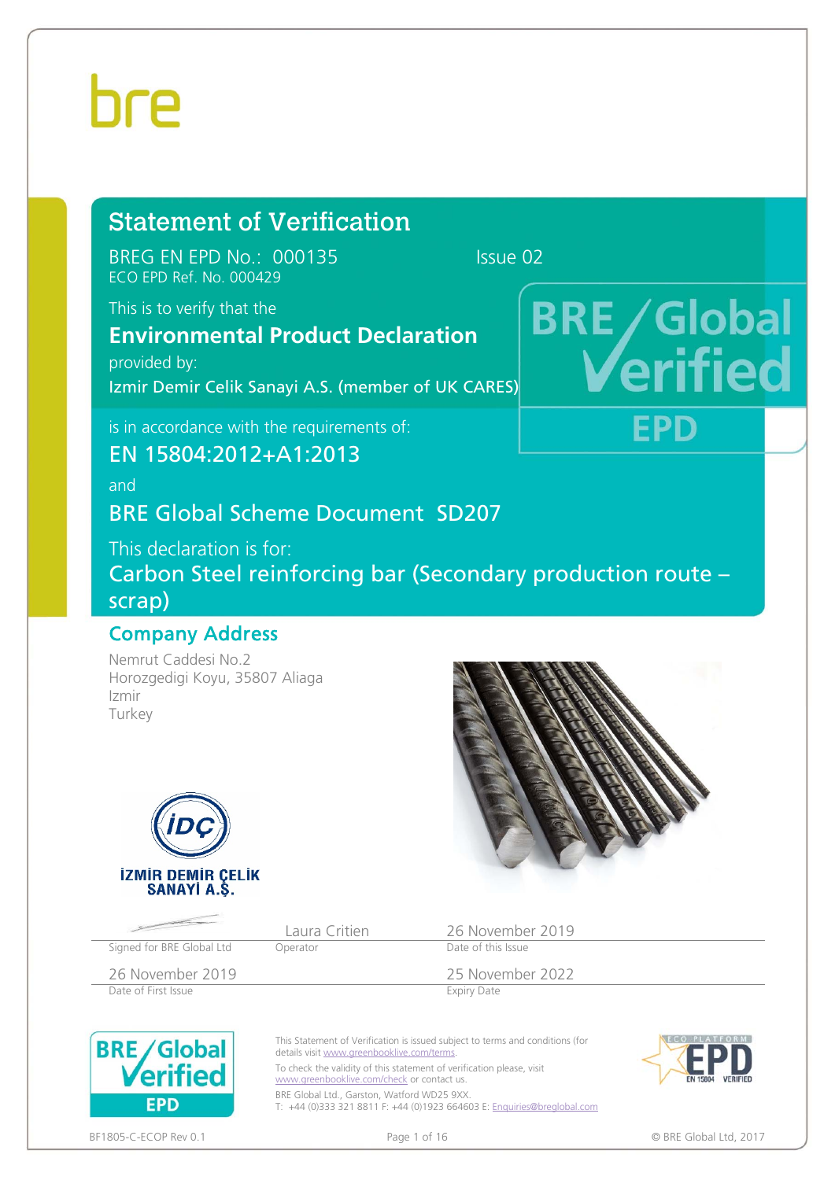bre

# Statement of Verification

BREG EN EPD No.: 000135 Issue 02

ECO EPD Ref. No. 000429

This is to verify that the

**Environmental Product Declaration**

provided by:

Izmir Demir Celik Sanayi A.S. (member of UK CARES)

is in accordance with the requirements of:

EN 15804:2012+A1:2013

and

BRE Global Scheme Document SD207

This declaration is for:

Carbon Steel reinforcing bar (Secondary production route – scrap)

BRE Global Verified EPD

## Company Address

Nemrut Caddesi No.2
Horozgedigi Koyu, 35807 Aliaga
Izmir
Turkey

İZMİR DEMİR ÇELİK SANAYİ A.Ş.

| Signed for BRE Global Ltd | Laura Critien<br>Operator | 26 November 2019<br>Date of this Issue |
| --- | --- | --- |
| 26 November 2019<br>Date of First Issue | | 25 November 2022<br>Expiry Date |

This Statement of Verification is issued subject to terms and conditions (for details visit www.greenbooklive.com/terms.

To check the validity of this statement of verification please, visit www.greenbooklive.com/check or contact us.

BRE Global Ltd., Garston, Watford WD25 9XX.
T: +44 (0)333 321 8811 F: +44 (0)1923 664603 E: Enquiries@breglobal.com

ECO PLATFORM EPD EN 15804 VERIFIED

BF1805-C-ECOP Rev 0.1 © BRE Global Ltd, 2017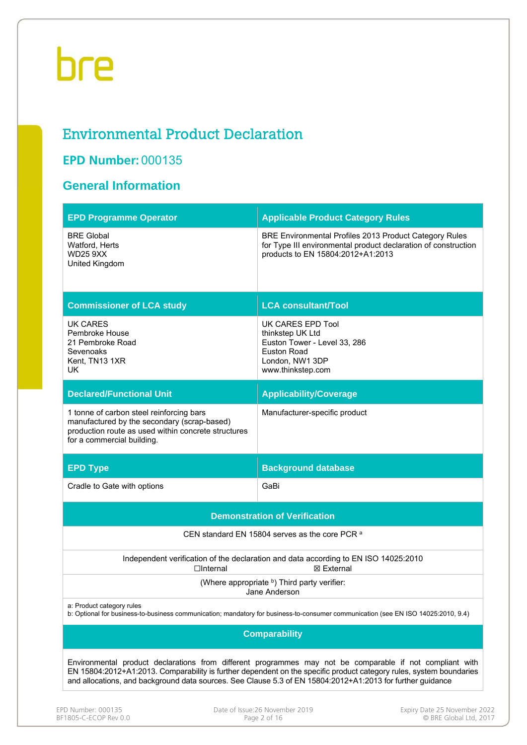bre

# Environmental Product Declaration

## EPD Number: 000135

## General Information

| EPD Programme Operator | Applicable Product Category Rules |
|---|---|
| BRE Global<br>Watford, Herts<br>WD25 9XX<br>United Kingdom | BRE Environmental Profiles 2013 Product Category Rules for Type III environmental product declaration of construction products to EN 15804:2012+A1:2013 |
| **Commissioner of LCA study** | **LCA consultant/Tool** |
| UK CARES<br>Pembroke House<br>21 Pembroke Road<br>Sevenoaks<br>Kent, TN13 1XR<br>UK | UK CARES EPD Tool<br>thinkstep UK Ltd<br>Euston Tower - Level 33, 286<br>Euston Road<br>London, NW1 3DP<br>www.thinkstep.com |
| **Declared/Functional Unit** | **Applicability/Coverage** |
| 1 tonne of carbon steel reinforcing bars manufactured by the secondary (scrap-based) production route as used within concrete structures for a commercial building. | Manufacturer-specific product |
| **EPD Type** | **Background database** |
| Cradle to Gate with options | GaBi |

| Demonstration of Verification |
|---|
| CEN standard EN 15804 serves as the core PCR [a] |
| Independent verification of the declaration and data according to EN ISO 14025:2010<br>☐Internal ☒ External |
| (Where appropriate [b]) Third party verifier:<br>Jane Anderson |
| a: Product category rules<br>b: Optional for business-to-business communication; mandatory for business-to-consumer communication (see EN ISO 14025:2010, 9.4) |

| Comparability |
|---|
| Environmental product declarations from different programmes may not be comparable if not compliant with EN 15804:2012+A1:2013. Comparability is further dependent on the specific product category rules, system boundaries and allocations, and background data sources. See Clause 5.3 of EN 15804:2012+A1:2013 for further guidance |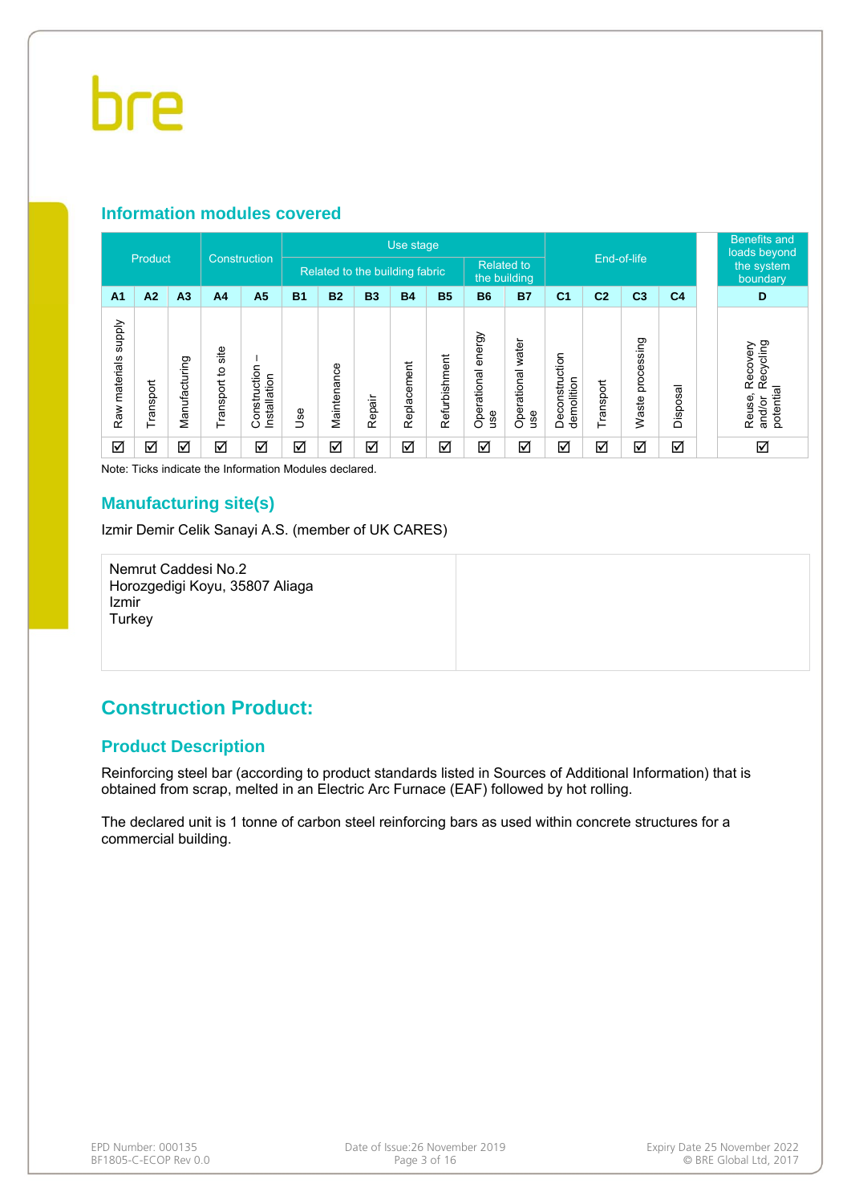## Information modules covered

| Product | | | Construction | | Use stage | | | | | | | End-of-life | | | | | Benefits and loads beyond the system boundary |
|---|---|---|---|---|---|---|---|---|---|---|---|---|---|---|---|---|---|
| | | | | | Related to the building fabric | | | | | Related to the building | | | | | | | |
| A1 | A2 | A3 | A4 | A5 | B1 | B2 | B3 | B4 | B5 | B6 | B7 | C1 | C2 | C3 | C4 | | D |
| Raw materials supply | Transport | Manufacturing | Transport to site | Construction – Installation | Use | Maintenance | Repair | Replacement | Refurbishment | Operational energy use | Operational water use | Deconstruction demolition | Transport | Waste processing | Disposal | | Reuse, Recovery and/or Recycling potential |
| ☑ | ☑ | ☑ | ☑ | ☑ | ☑ | ☑ | ☑ | ☑ | ☑ | ☑ | ☑ | ☑ | ☑ | ☑ | ☑ | | ☑ |

Note: Ticks indicate the Information Modules declared.

## Manufacturing site(s)

Izmir Demir Celik Sanayi A.S. (member of UK CARES)

| Nemrut Caddesi No.2<br>Horozgedigi Koyu, 35807 Aliaga<br>Izmir<br>Turkey | |
|---|---|

# Construction Product:

## Product Description

Reinforcing steel bar (according to product standards listed in Sources of Additional Information) that is obtained from scrap, melted in an Electric Arc Furnace (EAF) followed by hot rolling.

The declared unit is 1 tonne of carbon steel reinforcing bars as used within concrete structures for a commercial building.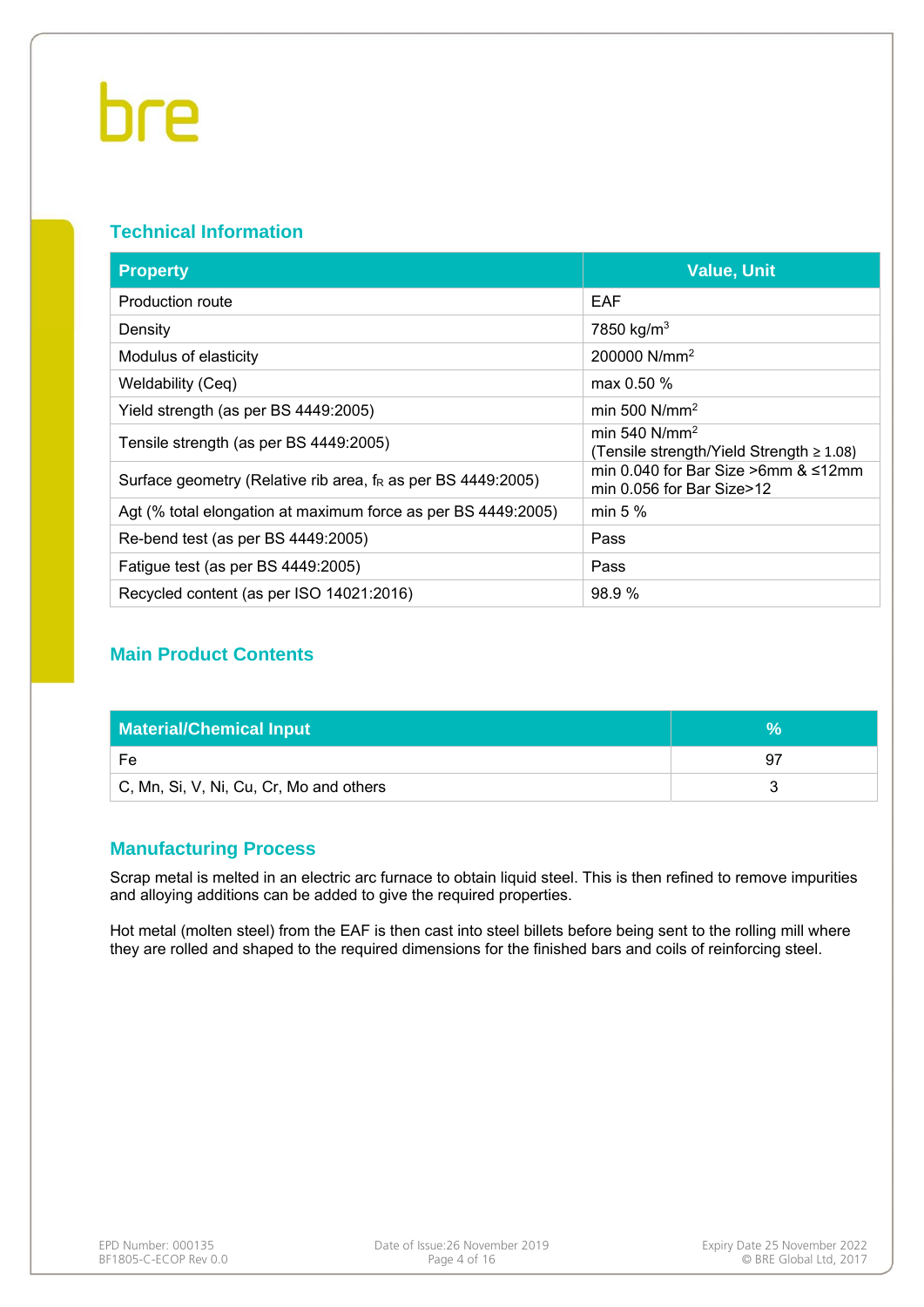## Technical Information

| Property | Value, Unit |
|---|---|
| Production route | EAF |
| Density | 7850 kg/m$^3$ |
| Modulus of elasticity | 200000 N/mm$^2$ |
| Weldability (Ceq) | max 0.50 % |
| Yield strength (as per BS 4449:2005) | min 500 N/mm$^2$ |
| Tensile strength (as per BS 4449:2005) | min 540 N/mm$^2$ (Tensile strength/Yield Strength ≥ 1.08) |
| Surface geometry (Relative rib area, $f_R$ as per BS 4449:2005) | min 0.040 for Bar Size >6mm & ≤12mm min 0.056 for Bar Size>12 |
| Agt (% total elongation at maximum force as per BS 4449:2005) | min 5 % |
| Re-bend test (as per BS 4449:2005) | Pass |
| Fatigue test (as per BS 4449:2005) | Pass |
| Recycled content (as per ISO 14021:2016) | 98.9 % |

## Main Product Contents

| Material/Chemical Input | % |
|---|---|
| Fe | 97 |
| C, Mn, Si, V, Ni, Cu, Cr, Mo and others | 3 |

## Manufacturing Process

Scrap metal is melted in an electric arc furnace to obtain liquid steel. This is then refined to remove impurities and alloying additions can be added to give the required properties.

Hot metal (molten steel) from the EAF is then cast into steel billets before being sent to the rolling mill where they are rolled and shaped to the required dimensions for the finished bars and coils of reinforcing steel.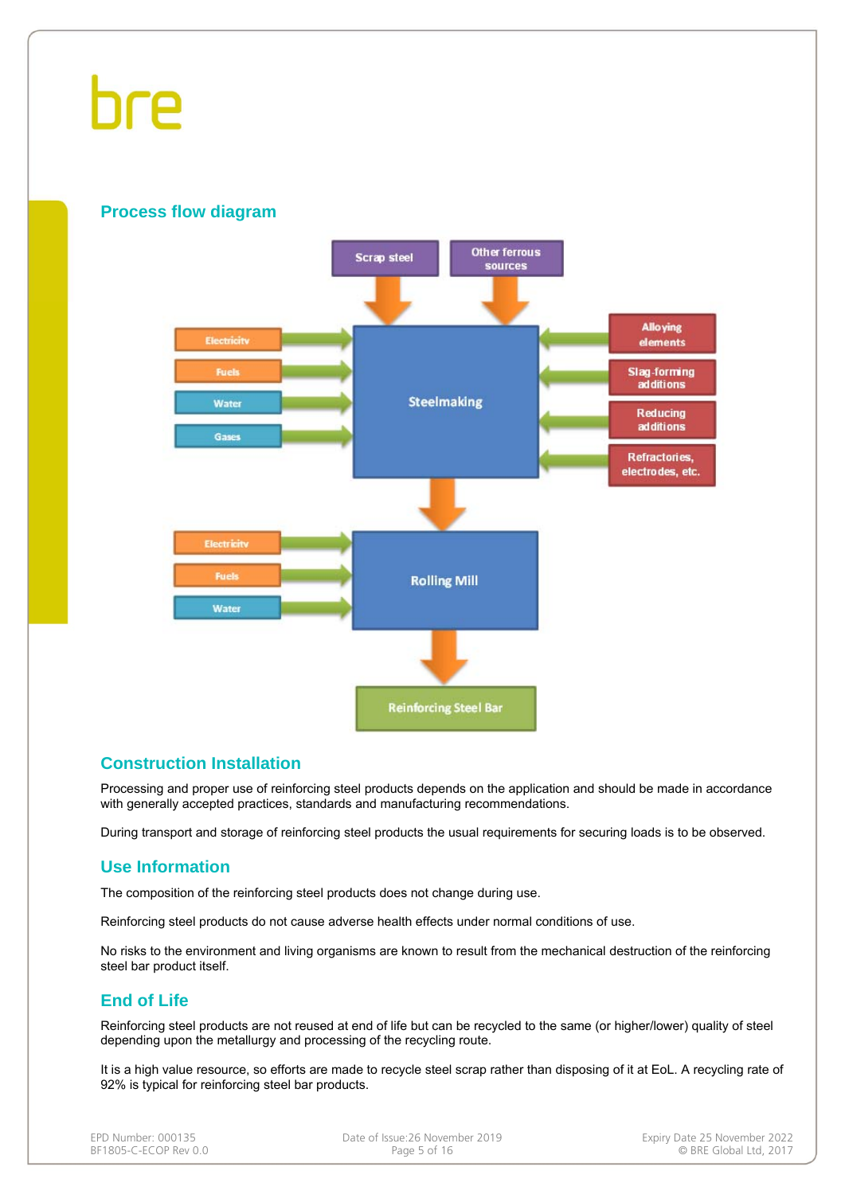## Process flow diagram

Scrap steel

Other ferrous sources

Electricity

Fuels

Water

Gases

Steelmaking

Alloying elements

Slag-forming additions

Reducing additions

Refractories, electrodes, etc.

Electricity

Fuels

Water

Rolling Mill

Reinforcing Steel Bar

## Construction Installation

Processing and proper use of reinforcing steel products depends on the application and should be made in accordance with generally accepted practices, standards and manufacturing recommendations.

During transport and storage of reinforcing steel products the usual requirements for securing loads is to be observed.

## Use Information

The composition of the reinforcing steel products does not change during use.

Reinforcing steel products do not cause adverse health effects under normal conditions of use.

No risks to the environment and living organisms are known to result from the mechanical destruction of the reinforcing steel bar product itself.

## End of Life

Reinforcing steel products are not reused at end of life but can be recycled to the same (or higher/lower) quality of steel depending upon the metallurgy and processing of the recycling route.

It is a high value resource, so efforts are made to recycle steel scrap rather than disposing of it at EoL. A recycling rate of 92% is typical for reinforcing steel bar products.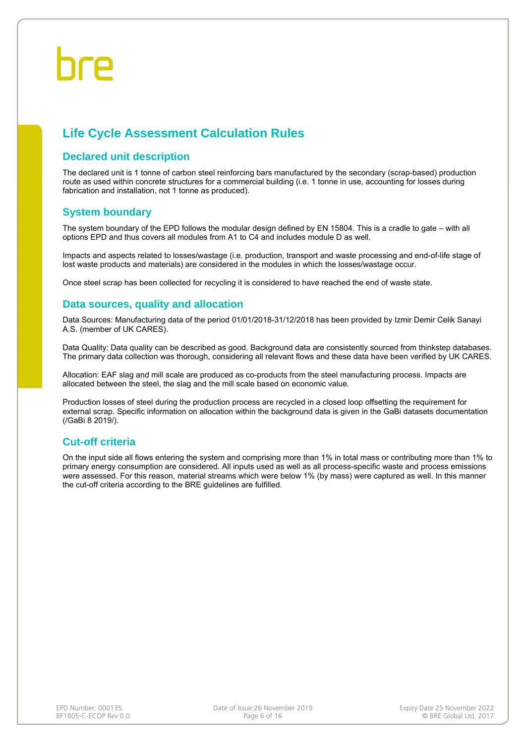## Life Cycle Assessment Calculation Rules

### Declared unit description

The declared unit is 1 tonne of carbon steel reinforcing bars manufactured by the secondary (scrap-based) production route as used within concrete structures for a commercial building (i.e. 1 tonne in use, accounting for losses during fabrication and installation, not 1 tonne as produced).

### System boundary

The system boundary of the EPD follows the modular design defined by EN 15804. This is a cradle to gate – with all options EPD and thus covers all modules from A1 to C4 and includes module D as well.

Impacts and aspects related to losses/wastage (i.e. production, transport and waste processing and end-of-life stage of lost waste products and materials) are considered in the modules in which the losses/wastage occur.

Once steel scrap has been collected for recycling it is considered to have reached the end of waste state.

### Data sources, quality and allocation

Data Sources: Manufacturing data of the period 01/01/2018-31/12/2018 has been provided by Izmir Demir Celik Sanayi A.S. (member of UK CARES).

Data Quality: Data quality can be described as good. Background data are consistently sourced from thinkstep databases. The primary data collection was thorough, considering all relevant flows and these data have been verified by UK CARES.

Allocation: EAF slag and mill scale are produced as co-products from the steel manufacturing process. Impacts are allocated between the steel, the slag and the mill scale based on economic value.

Production losses of steel during the production process are recycled in a closed loop offsetting the requirement for external scrap. Specific information on allocation within the background data is given in the GaBi datasets documentation (/GaBi 8 2019/).

### Cut-off criteria

On the input side all flows entering the system and comprising more than 1% in total mass or contributing more than 1% to primary energy consumption are considered. All inputs used as well as all process-specific waste and process emissions were assessed. For this reason, material streams which were below 1% (by mass) were captured as well. In this manner the cut-off criteria according to the BRE guidelines are fulfilled.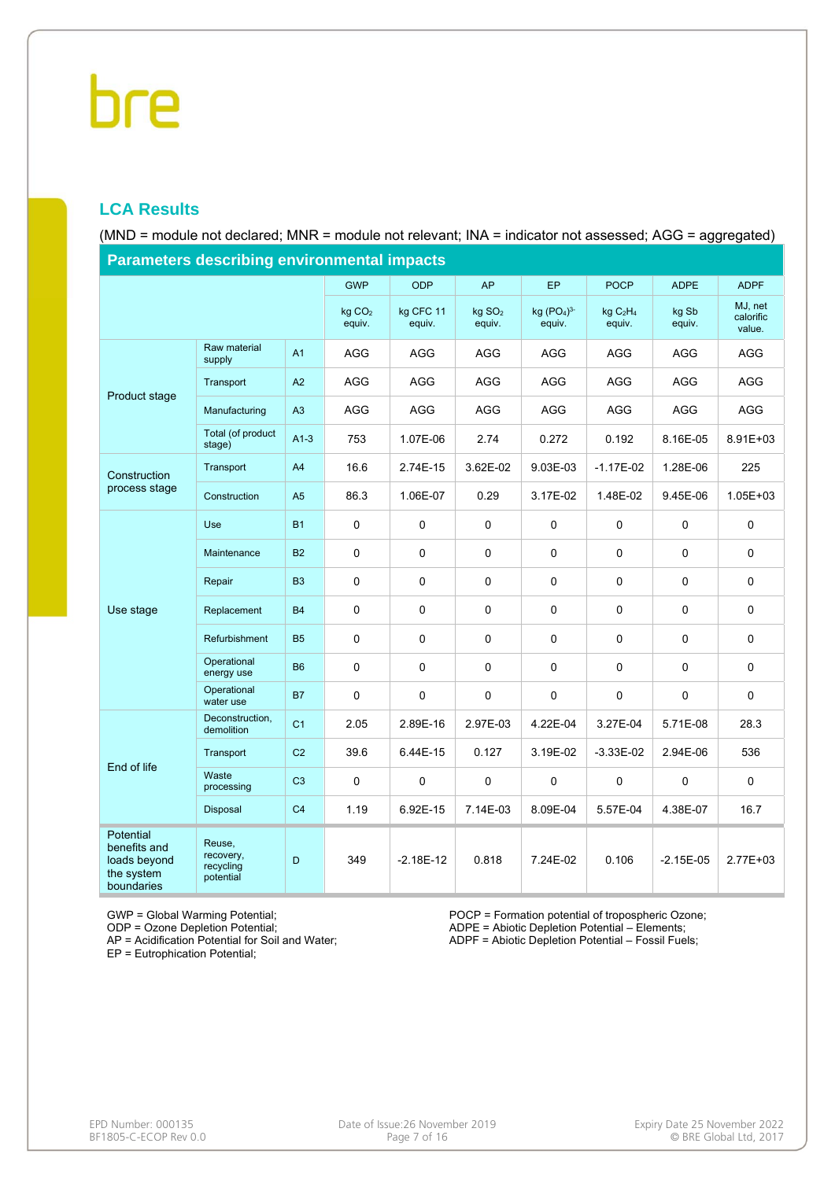## LCA Results

(MND = module not declared; MNR = module not relevant; INA = indicator not assessed; AGG = aggregated)

| Parameters describing environmental impacts | | | GWP | ODP | AP | EP | POCP | ADPE | ADPF |
|---|---|---|---|---|---|---|---|---|---|
| | | | kg $CO_2$ equiv. | kg CFC 11 equiv. | kg $SO_2$ equiv. | kg $(PO_4)^{3-}$ equiv. | kg $C_2H_4$ equiv. | kg Sb equiv. | MJ, net calorific value. |
| Product stage | Raw material supply | A1 | AGG | AGG | AGG | AGG | AGG | AGG | AGG |
| | Transport | A2 | AGG | AGG | AGG | AGG | AGG | AGG | AGG |
| | Manufacturing | A3 | AGG | AGG | AGG | AGG | AGG | AGG | AGG |
| | Total (of product stage) | A1-3 | 753 | 1.07E-06 | 2.74 | 0.272 | 0.192 | 8.16E-05 | 8.91E+03 |
| Construction process stage | Transport | A4 | 16.6 | 2.74E-15 | 3.62E-02 | 9.03E-03 | -1.17E-02 | 1.28E-06 | 225 |
| | Construction | A5 | 86.3 | 1.06E-07 | 0.29 | 3.17E-02 | 1.48E-02 | 9.45E-06 | 1.05E+03 |
| Use stage | Use | B1 | 0 | 0 | 0 | 0 | 0 | 0 | 0 |
| | Maintenance | B2 | 0 | 0 | 0 | 0 | 0 | 0 | 0 |
| | Repair | B3 | 0 | 0 | 0 | 0 | 0 | 0 | 0 |
| | Replacement | B4 | 0 | 0 | 0 | 0 | 0 | 0 | 0 |
| | Refurbishment | B5 | 0 | 0 | 0 | 0 | 0 | 0 | 0 |
| | Operational energy use | B6 | 0 | 0 | 0 | 0 | 0 | 0 | 0 |
| | Operational water use | B7 | 0 | 0 | 0 | 0 | 0 | 0 | 0 |
| End of life | Deconstruction, demolition | C1 | 2.05 | 2.89E-16 | 2.97E-03 | 4.22E-04 | 3.27E-04 | 5.71E-08 | 28.3 |
| | Transport | C2 | 39.6 | 6.44E-15 | 0.127 | 3.19E-02 | -3.33E-02 | 2.94E-06 | 536 |
| | Waste processing | C3 | 0 | 0 | 0 | 0 | 0 | 0 | 0 |
| | Disposal | C4 | 1.19 | 6.92E-15 | 7.14E-03 | 8.09E-04 | 5.57E-04 | 4.38E-07 | 16.7 |
| Potential benefits and loads beyond the system boundaries | Reuse, recovery, recycling potential | D | 349 | -2.18E-12 | 0.818 | 7.24E-02 | 0.106 | -2.15E-05 | 2.77E+03 |

GWP = Global Warming Potential;
ODP = Ozone Depletion Potential;
AP = Acidification Potential for Soil and Water;
EP = Eutrophication Potential;
POCP = Formation potential of tropospheric Ozone;
ADPE = Abiotic Depletion Potential – Elements;
ADPF = Abiotic Depletion Potential – Fossil Fuels;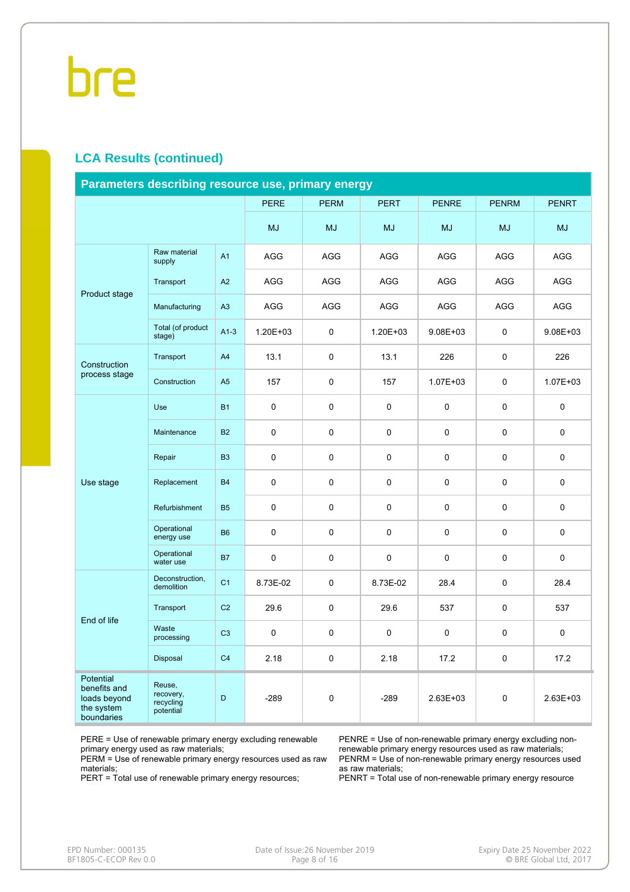## LCA Results (continued)

| Parameters describing resource use, primary energy | | | PERE | PERM | PERT | PENRE | PENRM | PENRT |
|---|---|---|---|---|---|---|---|---|
| | | | MJ | MJ | MJ | MJ | MJ | MJ |
| Product stage | Raw material supply | A1 | AGG | AGG | AGG | AGG | AGG | AGG |
| | Transport | A2 | AGG | AGG | AGG | AGG | AGG | AGG |
| | Manufacturing | A3 | AGG | AGG | AGG | AGG | AGG | AGG |
| | Total (of product stage) | A1-3 | 1.20E+03 | 0 | 1.20E+03 | 9.08E+03 | 0 | 9.08E+03 |
| Construction process stage | Transport | A4 | 13.1 | 0 | 13.1 | 226 | 0 | 226 |
| | Construction | A5 | 157 | 0 | 157 | 1.07E+03 | 0 | 1.07E+03 |
| Use stage | Use | B1 | 0 | 0 | 0 | 0 | 0 | 0 |
| | Maintenance | B2 | 0 | 0 | 0 | 0 | 0 | 0 |
| | Repair | B3 | 0 | 0 | 0 | 0 | 0 | 0 |
| | Replacement | B4 | 0 | 0 | 0 | 0 | 0 | 0 |
| | Refurbishment | B5 | 0 | 0 | 0 | 0 | 0 | 0 |
| | Operational energy use | B6 | 0 | 0 | 0 | 0 | 0 | 0 |
| | Operational water use | B7 | 0 | 0 | 0 | 0 | 0 | 0 |
| End of life | Deconstruction, demolition | C1 | 8.73E-02 | 0 | 8.73E-02 | 28.4 | 0 | 28.4 |
| | Transport | C2 | 29.6 | 0 | 29.6 | 537 | 0 | 537 |
| | Waste processing | C3 | 0 | 0 | 0 | 0 | 0 | 0 |
| | Disposal | C4 | 2.18 | 0 | 2.18 | 17.2 | 0 | 17.2 |
| Potential benefits and loads beyond the system boundaries | Reuse, recovery, recycling potential | D | -289 | 0 | -289 | 2.63E+03 | 0 | 2.63E+03 |

PERE = Use of renewable primary energy excluding renewable primary energy used as raw materials;
PERM = Use of renewable primary energy resources used as raw materials;
PERT = Total use of renewable primary energy resources;
PENRE = Use of non-renewable primary energy excluding non-renewable primary energy resources used as raw materials;
PENRM = Use of non-renewable primary energy resources used as raw materials;
PENRT = Total use of non-renewable primary energy resource

EPD Number: 000135
BF1805-C-ECOP Rev 0.0

Date of Issue:26 November 2019

Expiry Date 25 November 2022
© BRE Global Ltd, 2017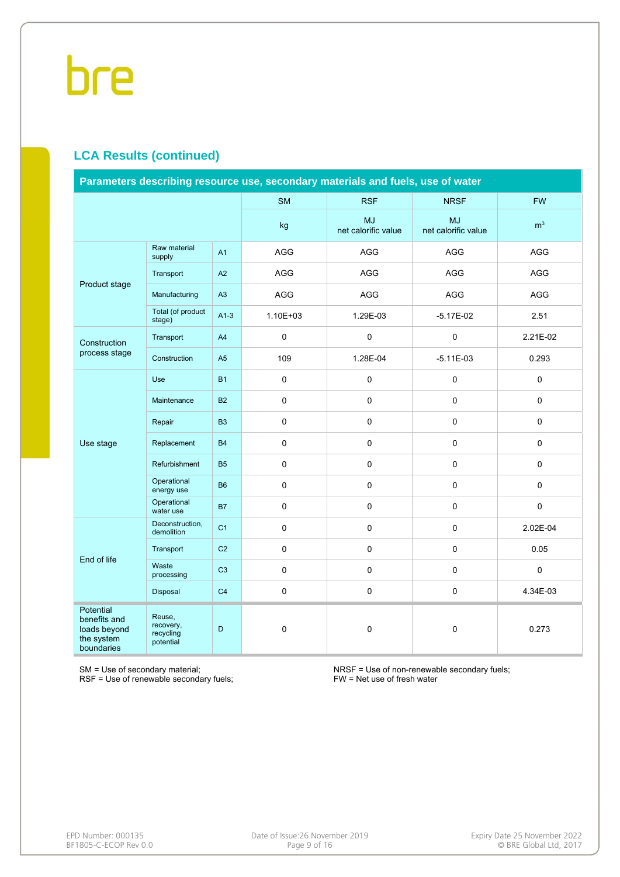## LCA Results (continued)

| Parameters describing resource use, secondary materials and fuels, use of water | | | | | | |
|---|---|---|---|---|---|---|
| | | | SM | RSF | NRSF | FW |
| | | | kg | MJ net calorific value | MJ net calorific value | $m^3$ |
| Product stage | Raw material supply | A1 | AGG | AGG | AGG | AGG |
| | Transport | A2 | AGG | AGG | AGG | AGG |
| | Manufacturing | A3 | AGG | AGG | AGG | AGG |
| | Total (of product stage) | A1-3 | 1.10E+03 | 1.29E-03 | -5.17E-02 | 2.51 |
| Construction process stage | Transport | A4 | 0 | 0 | 0 | 2.21E-02 |
| | Construction | A5 | 109 | 1.28E-04 | -5.11E-03 | 0.293 |
| Use stage | Use | B1 | 0 | 0 | 0 | 0 |
| | Maintenance | B2 | 0 | 0 | 0 | 0 |
| | Repair | B3 | 0 | 0 | 0 | 0 |
| | Replacement | B4 | 0 | 0 | 0 | 0 |
| | Refurbishment | B5 | 0 | 0 | 0 | 0 |
| | Operational energy use | B6 | 0 | 0 | 0 | 0 |
| | Operational water use | B7 | 0 | 0 | 0 | 0 |
| End of life | Deconstruction, demolition | C1 | 0 | 0 | 0 | 2.02E-04 |
| | Transport | C2 | 0 | 0 | 0 | 0.05 |
| | Waste processing | C3 | 0 | 0 | 0 | 0 |
| | Disposal | C4 | 0 | 0 | 0 | 4.34E-03 |
| Potential benefits and loads beyond the system boundaries | Reuse, recovery, recycling potential | D | 0 | 0 | 0 | 0.273 |

SM = Use of secondary material;
RSF = Use of renewable secondary fuels;
NRSF = Use of non-renewable secondary fuels;
FW = Net use of fresh water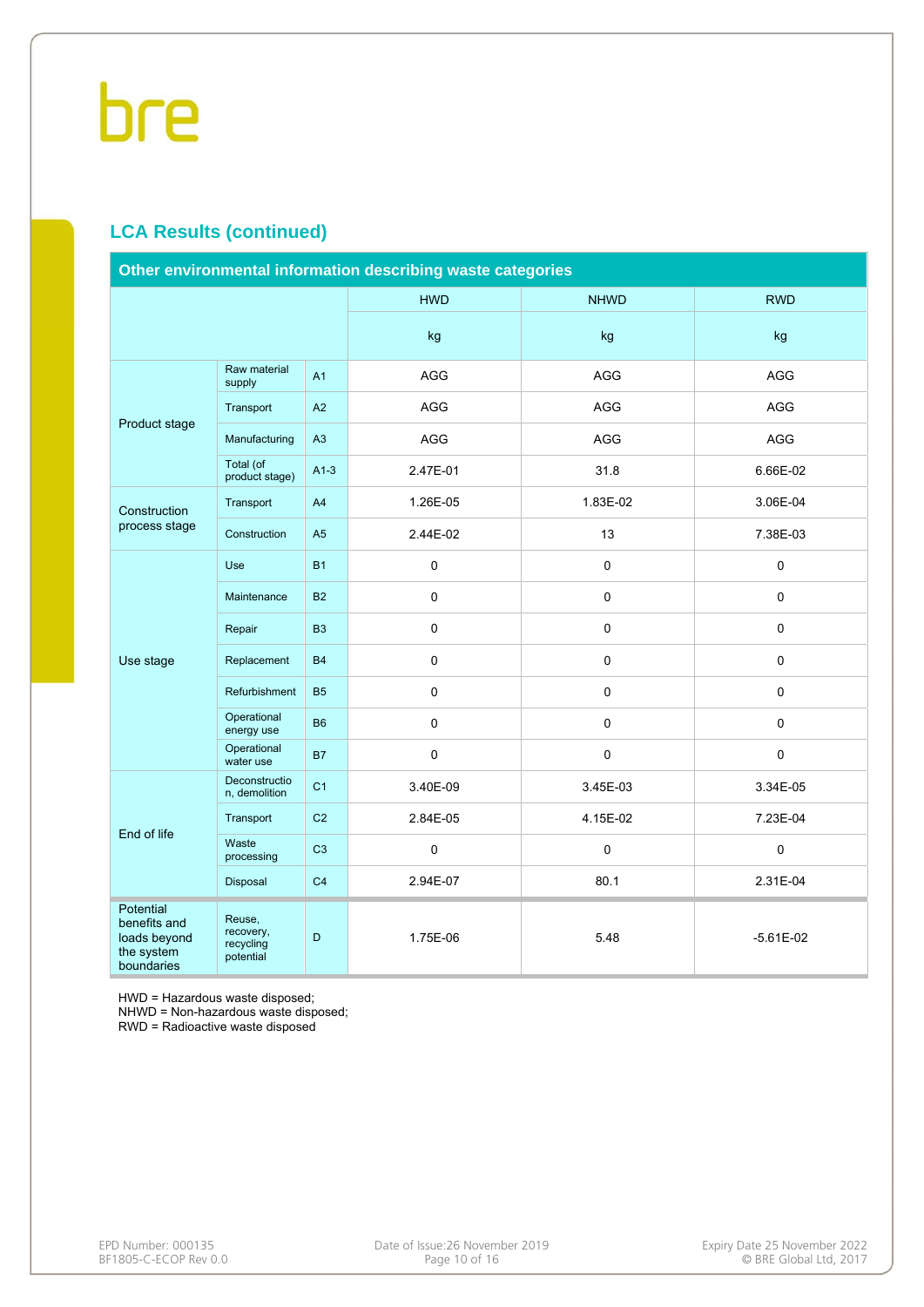## LCA Results (continued)

| Other environmental information describing waste categories | | | | | |
|---|---|---|---|---|---|
| | | | HWD | NHWD | RWD |
| | | | kg | kg | kg |
| Product stage | Raw material supply | A1 | AGG | AGG | AGG |
| | Transport | A2 | AGG | AGG | AGG |
| | Manufacturing | A3 | AGG | AGG | AGG |
| | Total (of product stage) | A1-3 | 2.47E-01 | 31.8 | 6.66E-02 |
| Construction process stage | Transport | A4 | 1.26E-05 | 1.83E-02 | 3.06E-04 |
| | Construction | A5 | 2.44E-02 | 13 | 7.38E-03 |
| Use stage | Use | B1 | 0 | 0 | 0 |
| | Maintenance | B2 | 0 | 0 | 0 |
| | Repair | B3 | 0 | 0 | 0 |
| | Replacement | B4 | 0 | 0 | 0 |
| | Refurbishment | B5 | 0 | 0 | 0 |
| | Operational energy use | B6 | 0 | 0 | 0 |
| | Operational water use | B7 | 0 | 0 | 0 |
| End of life | Deconstruction, demolition | C1 | 3.40E-09 | 3.45E-03 | 3.34E-05 |
| | Transport | C2 | 2.84E-05 | 4.15E-02 | 7.23E-04 |
| | Waste processing | C3 | 0 | 0 | 0 |
| | Disposal | C4 | 2.94E-07 | 80.1 | 2.31E-04 |
| Potential benefits and loads beyond the system boundaries | Reuse, recovery, recycling potential | D | 1.75E-06 | 5.48 | -5.61E-02 |

HWD = Hazardous waste disposed;
NHWD = Non-hazardous waste disposed;
RWD = Radioactive waste disposed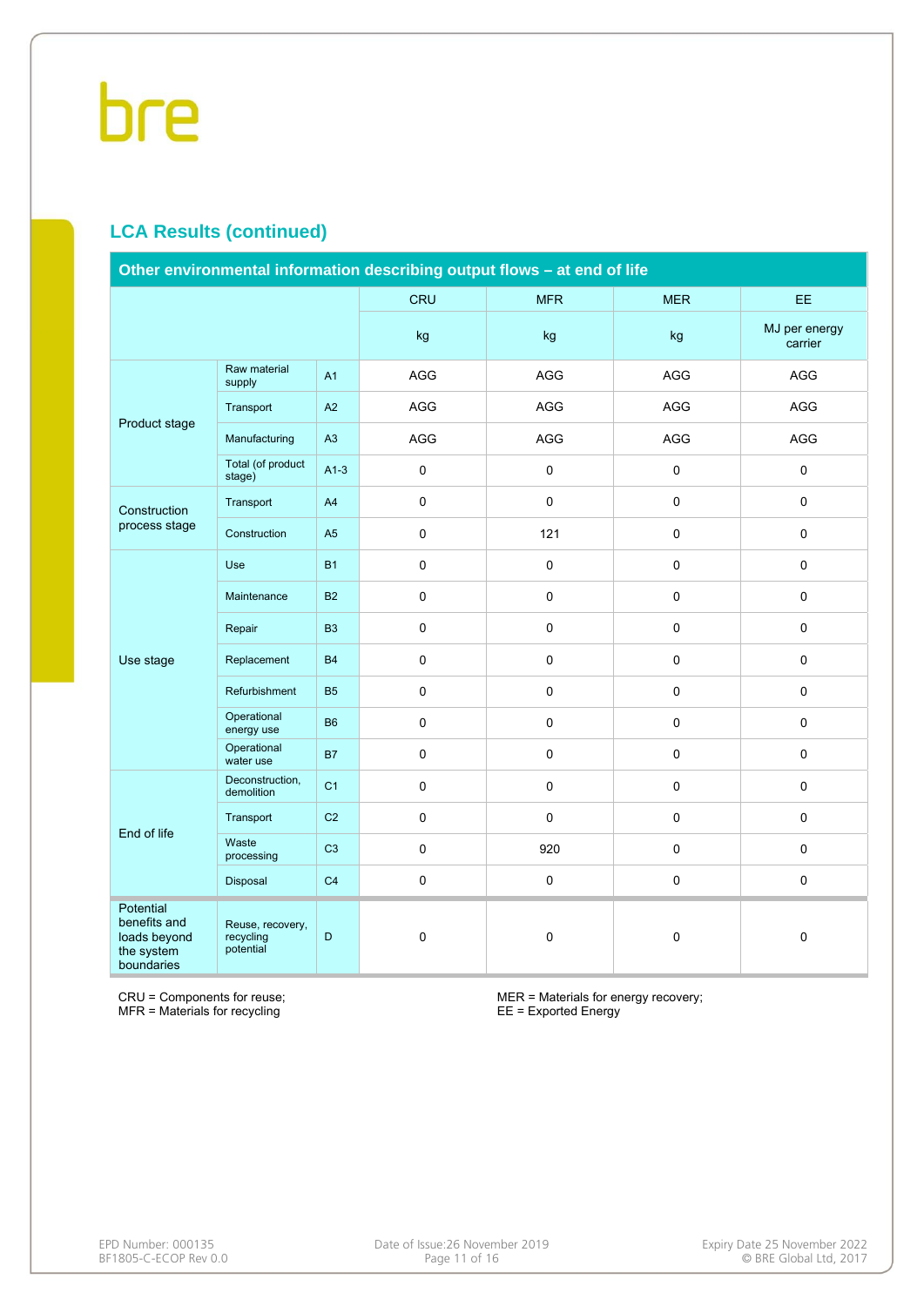## LCA Results (continued)

| Other environmental information describing output flows – at end of life | | | CRU | MFR | MER | EE |
|---|---|---|---|---|---|---|
| | | | kg | kg | kg | MJ per energy carrier |
| Product stage | Raw material supply | A1 | AGG | AGG | AGG | AGG |
| | Transport | A2 | AGG | AGG | AGG | AGG |
| | Manufacturing | A3 | AGG | AGG | AGG | AGG |
| | Total (of product stage) | A1-3 | 0 | 0 | 0 | 0 |
| Construction process stage | Transport | A4 | 0 | 0 | 0 | 0 |
| | Construction | A5 | 0 | 121 | 0 | 0 |
| Use stage | Use | B1 | 0 | 0 | 0 | 0 |
| | Maintenance | B2 | 0 | 0 | 0 | 0 |
| | Repair | B3 | 0 | 0 | 0 | 0 |
| | Replacement | B4 | 0 | 0 | 0 | 0 |
| | Refurbishment | B5 | 0 | 0 | 0 | 0 |
| | Operational energy use | B6 | 0 | 0 | 0 | 0 |
| | Operational water use | B7 | 0 | 0 | 0 | 0 |
| End of life | Deconstruction, demolition | C1 | 0 | 0 | 0 | 0 |
| | Transport | C2 | 0 | 0 | 0 | 0 |
| | Waste processing | C3 | 0 | 920 | 0 | 0 |
| | Disposal | C4 | 0 | 0 | 0 | 0 |
| Potential benefits and loads beyond the system boundaries | Reuse, recovery, recycling potential | D | 0 | 0 | 0 | 0 |

CRU = Components for reuse;
MFR = Materials for recycling

MER = Materials for energy recovery;
EE = Exported Energy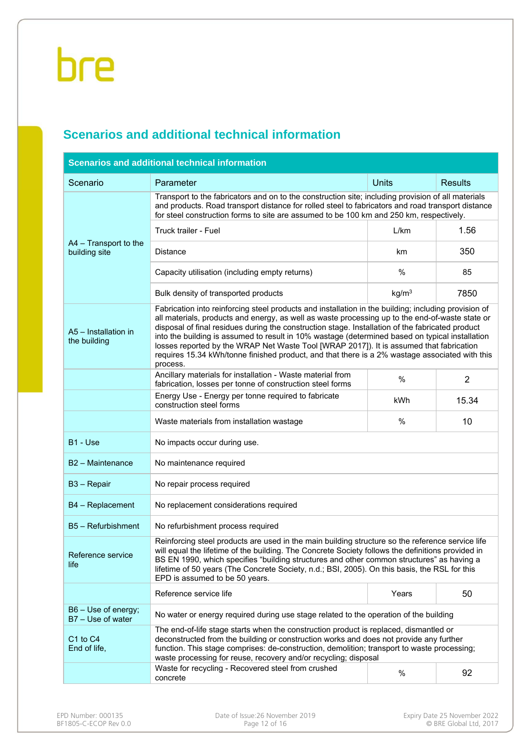## Scenarios and additional technical information

| Scenarios and additional technical information | | | |
|---|---|---|---|
| Scenario | Parameter | Units | Results |
| A4 – Transport to the building site | Transport to the fabricators and on to the construction site; including provision of all materials and products. Road transport distance for rolled steel to fabricators and road transport distance for steel construction forms to site are assumed to be 100 km and 250 km, respectively. | | |
| | Truck trailer - Fuel | L/km | 1.56 |
| | Distance | km | 350 |
| | Capacity utilisation (including empty returns) | % | 85 |
| | Bulk density of transported products | kg/m$^3$ | 7850 |
| A5 – Installation in the building | Fabrication into reinforcing steel products and installation in the building; including provision of all materials, products and energy, as well as waste processing up to the end-of-waste state or disposal of final residues during the construction stage. Installation of the fabricated product into the building is assumed to result in 10% wastage (determined based on typical installation losses reported by the WRAP Net Waste Tool [WRAP 2017]). It is assumed that fabrication requires 15.34 kWh/tonne finished product, and that there is a 2% wastage associated with this process. | | |
| | Ancillary materials for installation - Waste material from fabrication, losses per tonne of construction steel forms | % | 2 |
| | Energy Use - Energy per tonne required to fabricate construction steel forms | kWh | 15.34 |
| | Waste materials from installation wastage | % | 10 |
| B1 - Use | No impacts occur during use. | | |
| B2 – Maintenance | No maintenance required | | |
| B3 – Repair | No repair process required | | |
| B4 – Replacement | No replacement considerations required | | |
| B5 – Refurbishment | No refurbishment process required | | |
| Reference service life | Reinforcing steel products are used in the main building structure so the reference service life will equal the lifetime of the building. The Concrete Society follows the definitions provided in BS EN 1990, which specifies "building structures and other common structures" as having a lifetime of 50 years (The Concrete Society, n.d.; BSI, 2005). On this basis, the RSL for this EPD is assumed to be 50 years. | | |
| | Reference service life | Years | 50 |
| B6 – Use of energy; B7 – Use of water | No water or energy required during use stage related to the operation of the building | | |
| C1 to C4 End of life, | The end-of-life stage starts when the construction product is replaced, dismantled or deconstructed from the building or construction works and does not provide any further function. This stage comprises: de-construction, demolition; transport to waste processing; waste processing for reuse, recovery and/or recycling; disposal | | |
| | Waste for recycling - Recovered steel from crushed concrete | % | 92 |

EPD Number: 000135
BF1805-C-ECOP Rev 0.0

Date of Issue:26 November 2019

Expiry Date 25 November 2022
© BRE Global Ltd, 2017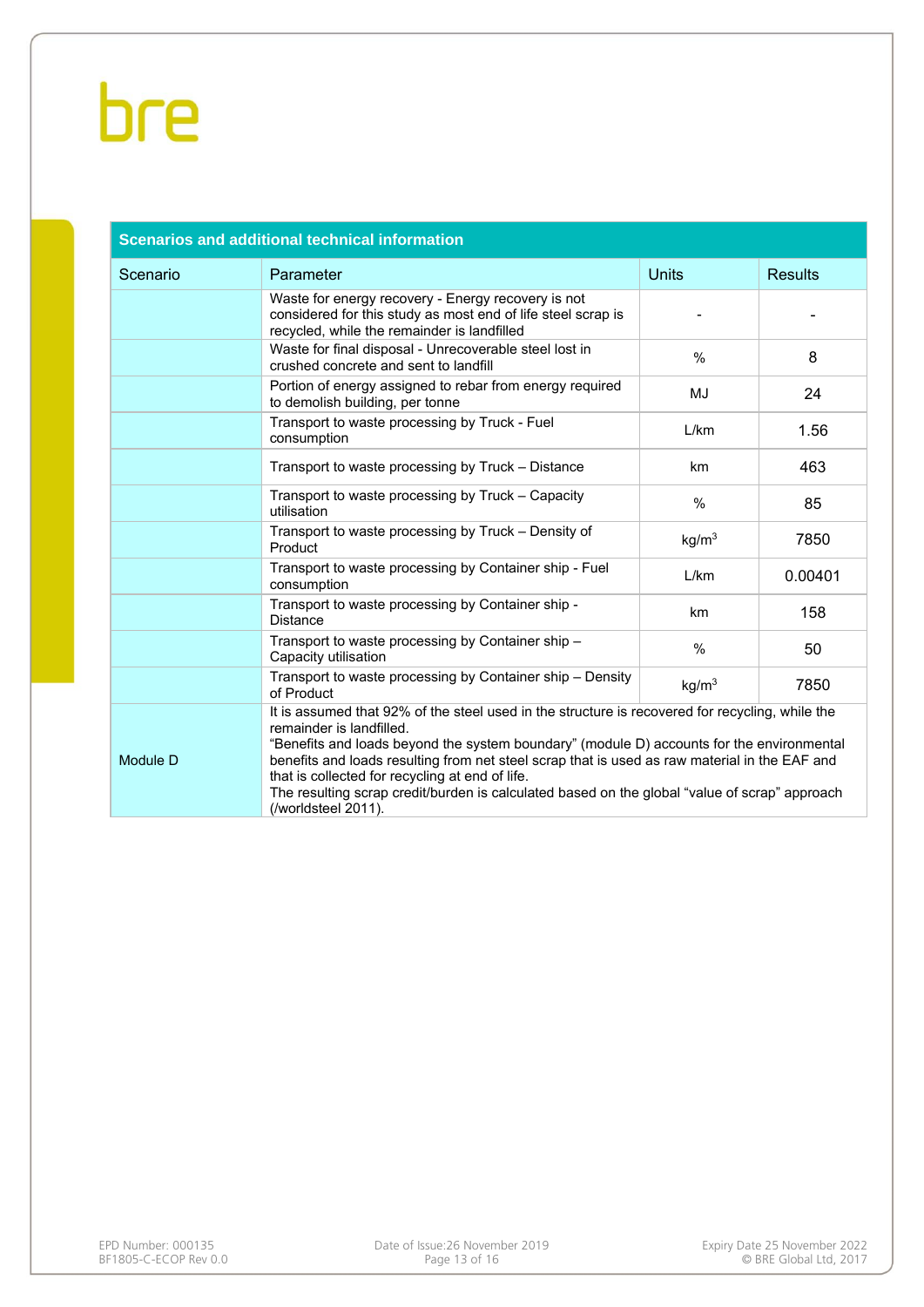## Scenarios and additional technical information

| Scenario | Parameter | Units | Results |
|---|---|---|---|
| | Waste for energy recovery - Energy recovery is not considered for this study as most end of life steel scrap is recycled, while the remainder is landfilled | - | - |
| | Waste for final disposal - Unrecoverable steel lost in crushed concrete and sent to landfill | % | 8 |
| | Portion of energy assigned to rebar from energy required to demolish building, per tonne | MJ | 24 |
| | Transport to waste processing by Truck - Fuel consumption | L/km | 1.56 |
| | Transport to waste processing by Truck – Distance | km | 463 |
| | Transport to waste processing by Truck – Capacity utilisation | % | 85 |
| | Transport to waste processing by Truck – Density of Product | kg/m$^3$ | 7850 |
| | Transport to waste processing by Container ship - Fuel consumption | L/km | 0.00401 |
| | Transport to waste processing by Container ship - Distance | km | 158 |
| | Transport to waste processing by Container ship – Capacity utilisation | % | 50 |
| | Transport to waste processing by Container ship – Density of Product | kg/m$^3$ | 7850 |
| Module D | It is assumed that 92% of the steel used in the structure is recovered for recycling, while the remainder is landfilled. “Benefits and loads beyond the system boundary” (module D) accounts for the environmental benefits and loads resulting from net steel scrap that is used as raw material in the EAF and that is collected for recycling at end of life. The resulting scrap credit/burden is calculated based on the global “value of scrap” approach (/worldsteel 2011). | | |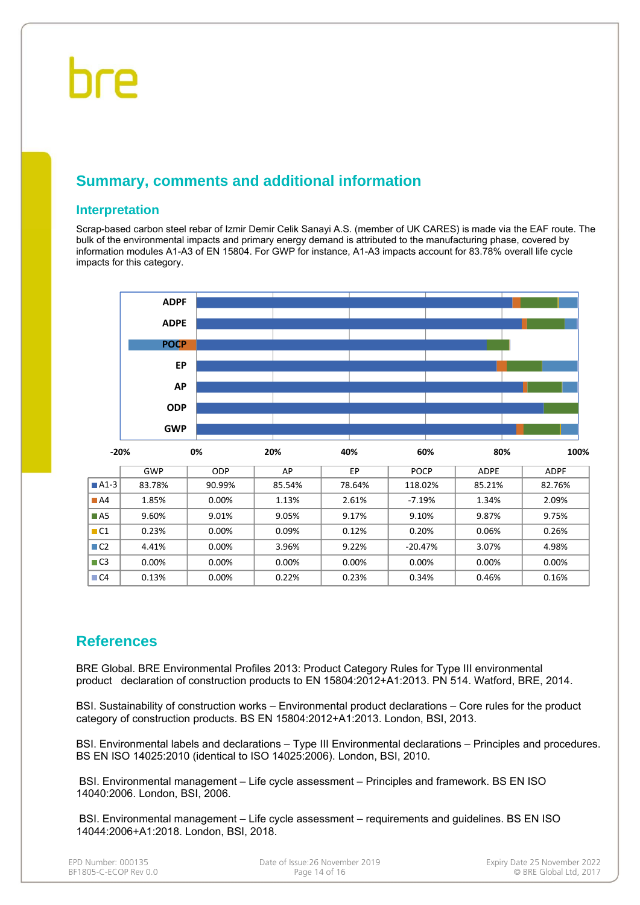## Summary, comments and additional information

### Interpretation

Scrap-based carbon steel rebar of Izmir Demir Celik Sanayi A.S. (member of UK CARES) is made via the EAF route. The bulk of the environmental impacts and primary energy demand is attributed to the manufacturing phase, covered by information modules A1-A3 of EN 15804. For GWP for instance, A1-A3 impacts account for 83.78% overall life cycle impacts for this category.

| | GWP | ODP | AP | EP | POCP | ADPE | ADPF |
|---|---|---|---|---|---|---|---|
| A1-3 | 83.78% | 90.99% | 85.54% | 78.64% | 118.02% | 85.21% | 82.76% |
| A4 | 1.85% | 0.00% | 1.13% | 2.61% | -7.19% | 1.34% | 2.09% |
| A5 | 9.60% | 9.01% | 9.05% | 9.17% | 9.10% | 9.87% | 9.75% |
| C1 | 0.23% | 0.00% | 0.09% | 0.12% | 0.20% | 0.06% | 0.26% |
| C2 | 4.41% | 0.00% | 3.96% | 9.22% | -20.47% | 3.07% | 4.98% |
| C3 | 0.00% | 0.00% | 0.00% | 0.00% | 0.00% | 0.00% | 0.00% |
| C4 | 0.13% | 0.00% | 0.22% | 0.23% | 0.34% | 0.46% | 0.16% |

## References

BRE Global. BRE Environmental Profiles 2013: Product Category Rules for Type III environmental product declaration of construction products to EN 15804:2012+A1:2013. PN 514. Watford, BRE, 2014.

BSI. Sustainability of construction works – Environmental product declarations – Core rules for the product category of construction products. BS EN 15804:2012+A1:2013. London, BSI, 2013.

BSI. Environmental labels and declarations – Type III Environmental declarations – Principles and procedures. BS EN ISO 14025:2010 (identical to ISO 14025:2006). London, BSI, 2010.

BSI. Environmental management – Life cycle assessment – Principles and framework. BS EN ISO 14040:2006. London, BSI, 2006.

BSI. Environmental management – Life cycle assessment – requirements and guidelines. BS EN ISO 14044:2006+A1:2018. London, BSI, 2018.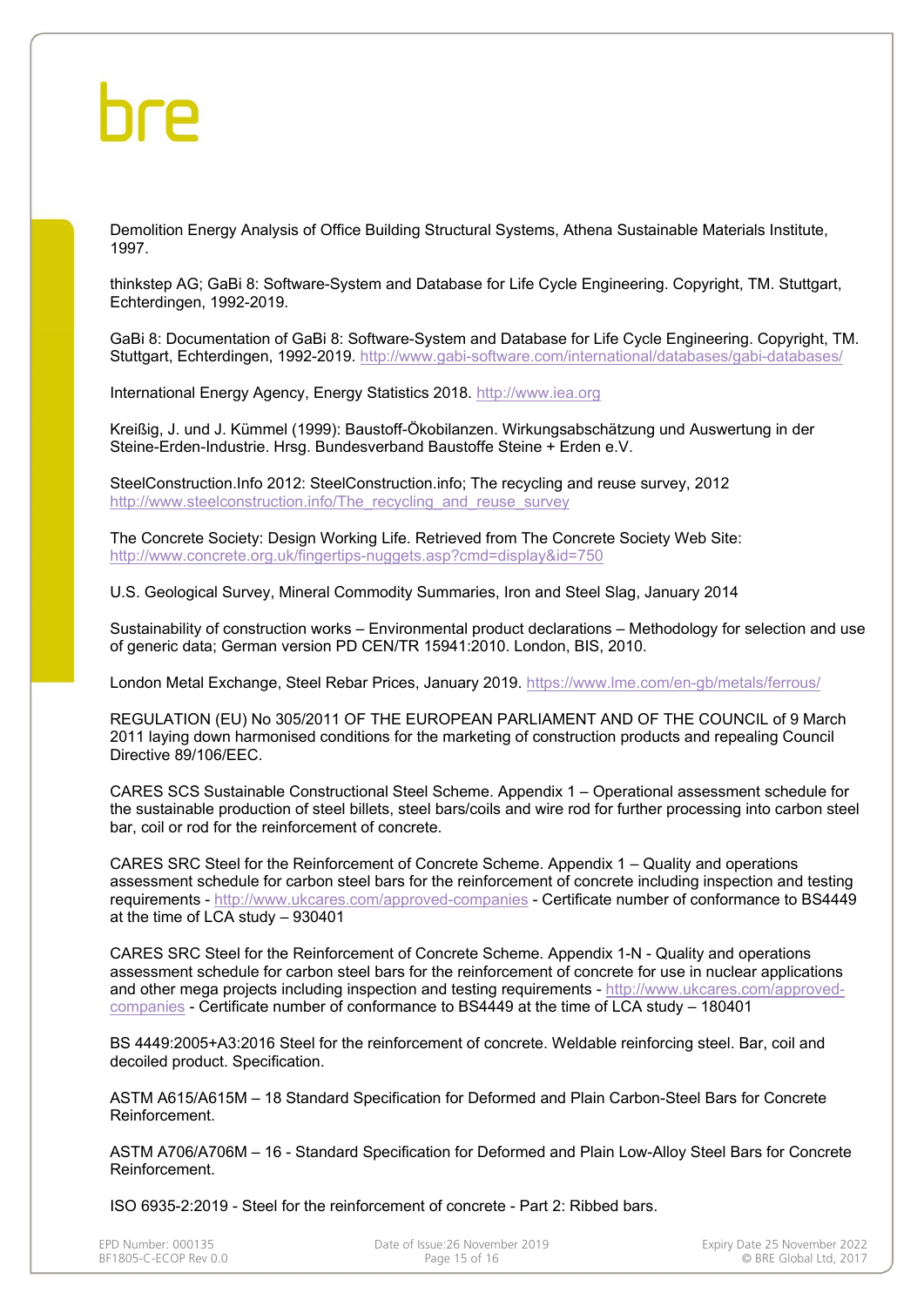Demolition Energy Analysis of Office Building Structural Systems, Athena Sustainable Materials Institute, 1997.

thinkstep AG; GaBi 8: Software-System and Database for Life Cycle Engineering. Copyright, TM. Stuttgart, Echterdingen, 1992-2019.

GaBi 8: Documentation of GaBi 8: Software-System and Database for Life Cycle Engineering. Copyright, TM. Stuttgart, Echterdingen, 1992-2019. http://www.gabi-software.com/international/databases/gabi-databases/

International Energy Agency, Energy Statistics 2018. http://www.iea.org

Kreißig, J. und J. Kümmel (1999): Baustoff-Ökobilanzen. Wirkungsabschätzung und Auswertung in der Steine-Erden-Industrie. Hrsg. Bundesverband Baustoffe Steine + Erden e.V.

SteelConstruction.Info 2012: SteelConstruction.info; The recycling and reuse survey, 2012 http://www.steelconstruction.info/The_recycling_and_reuse_survey

The Concrete Society: Design Working Life. Retrieved from The Concrete Society Web Site: http://www.concrete.org.uk/fingertips-nuggets.asp?cmd=display&id=750

U.S. Geological Survey, Mineral Commodity Summaries, Iron and Steel Slag, January 2014

Sustainability of construction works – Environmental product declarations – Methodology for selection and use of generic data; German version PD CEN/TR 15941:2010. London, BIS, 2010.

London Metal Exchange, Steel Rebar Prices, January 2019. https://www.lme.com/en-gb/metals/ferrous/

REGULATION (EU) No 305/2011 OF THE EUROPEAN PARLIAMENT AND OF THE COUNCIL of 9 March 2011 laying down harmonised conditions for the marketing of construction products and repealing Council Directive 89/106/EEC.

CARES SCS Sustainable Constructional Steel Scheme. Appendix 1 – Operational assessment schedule for the sustainable production of steel billets, steel bars/coils and wire rod for further processing into carbon steel bar, coil or rod for the reinforcement of concrete.

CARES SRC Steel for the Reinforcement of Concrete Scheme. Appendix 1 – Quality and operations assessment schedule for carbon steel bars for the reinforcement of concrete including inspection and testing requirements - http://www.ukcares.com/approved-companies - Certificate number of conformance to BS4449 at the time of LCA study – 930401

CARES SRC Steel for the Reinforcement of Concrete Scheme. Appendix 1-N - Quality and operations assessment schedule for carbon steel bars for the reinforcement of concrete for use in nuclear applications and other mega projects including inspection and testing requirements - http://www.ukcares.com/approved-companies - Certificate number of conformance to BS4449 at the time of LCA study – 180401

BS 4449:2005+A3:2016 Steel for the reinforcement of concrete. Weldable reinforcing steel. Bar, coil and decoiled product. Specification.

ASTM A615/A615M – 18 Standard Specification for Deformed and Plain Carbon-Steel Bars for Concrete Reinforcement.

ASTM A706/A706M – 16 - Standard Specification for Deformed and Plain Low-Alloy Steel Bars for Concrete Reinforcement.

ISO 6935-2:2019 - Steel for the reinforcement of concrete - Part 2: Ribbed bars.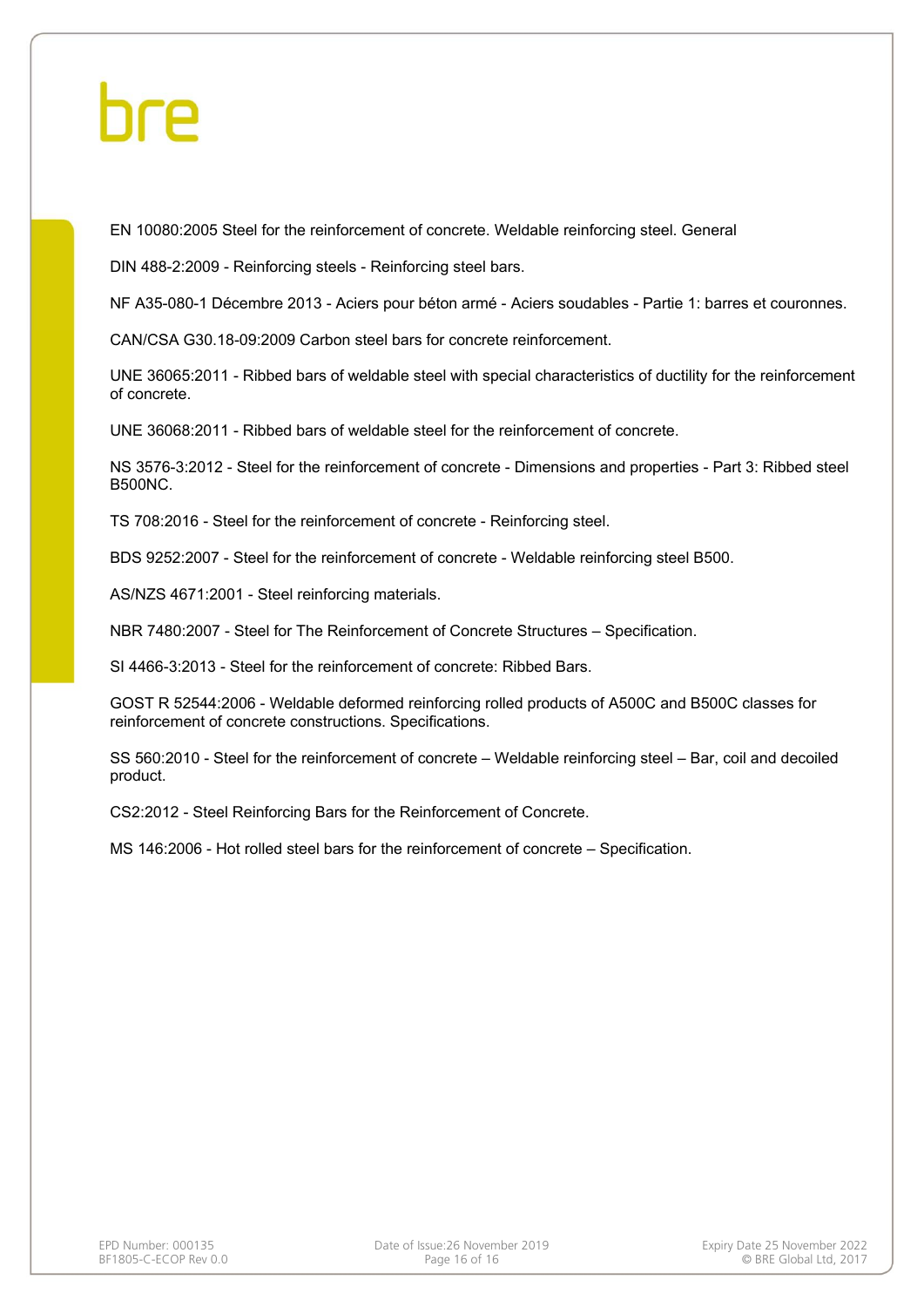EN 10080:2005 Steel for the reinforcement of concrete. Weldable reinforcing steel. General

DIN 488-2:2009 - Reinforcing steels - Reinforcing steel bars.

NF A35-080-1 Décembre 2013 - Aciers pour béton armé - Aciers soudables - Partie 1: barres et couronnes.

CAN/CSA G30.18-09:2009 Carbon steel bars for concrete reinforcement.

UNE 36065:2011 - Ribbed bars of weldable steel with special characteristics of ductility for the reinforcement of concrete.

UNE 36068:2011 - Ribbed bars of weldable steel for the reinforcement of concrete.

NS 3576-3:2012 - Steel for the reinforcement of concrete - Dimensions and properties - Part 3: Ribbed steel B500NC.

TS 708:2016 - Steel for the reinforcement of concrete - Reinforcing steel.

BDS 9252:2007 - Steel for the reinforcement of concrete - Weldable reinforcing steel B500.

AS/NZS 4671:2001 - Steel reinforcing materials.

NBR 7480:2007 - Steel for The Reinforcement of Concrete Structures – Specification.

SI 4466-3:2013 - Steel for the reinforcement of concrete: Ribbed Bars.

GOST R 52544:2006 - Weldable deformed reinforcing rolled products of A500C and B500C classes for reinforcement of concrete constructions. Specifications.

SS 560:2010 - Steel for the reinforcement of concrete – Weldable reinforcing steel – Bar, coil and decoiled product.

CS2:2012 - Steel Reinforcing Bars for the Reinforcement of Concrete.

MS 146:2006 - Hot rolled steel bars for the reinforcement of concrete – Specification.